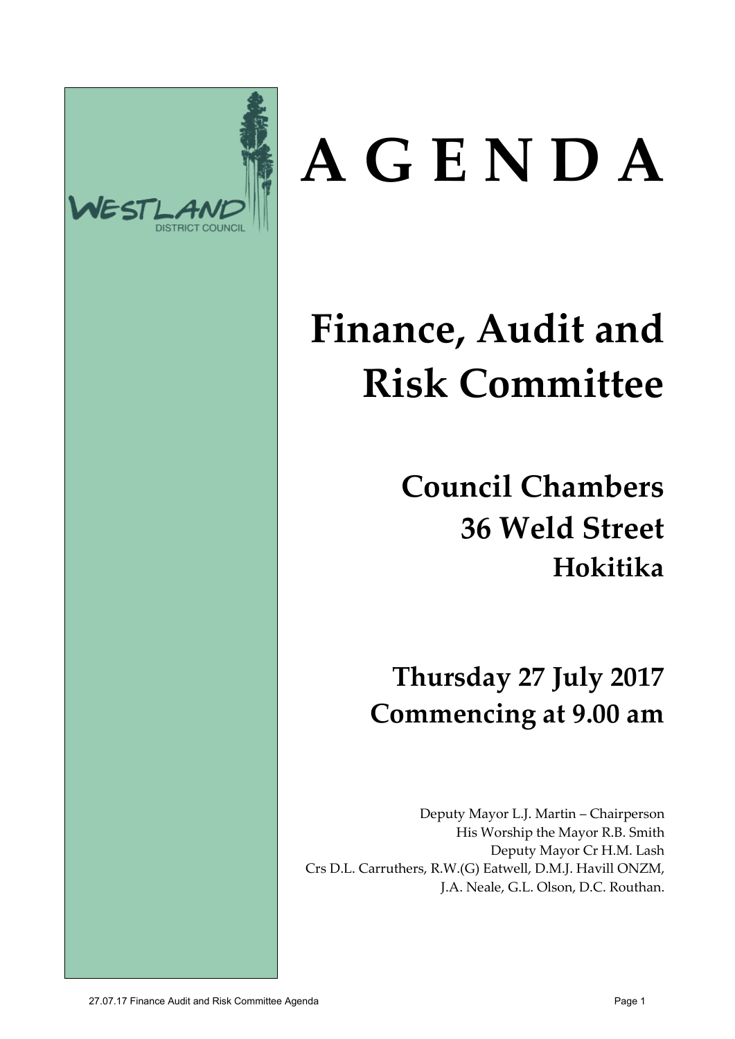# A G E N D A

## Finance, Audit and Risk Committee

### Council Chambers
### 36 Weld Street
### Hokitika

### Thursday 27 July 2017
### Commencing at 9.00 am

Deputy Mayor L.J. Martin – Chairperson
His Worship the Mayor R.B. Smith
Deputy Mayor Cr H.M. Lash
Crs D.L. Carruthers, R.W.(G) Eatwell, D.M.J. Havill ONZM,
J.A. Neale, G.L. Olson, D.C. Routhan.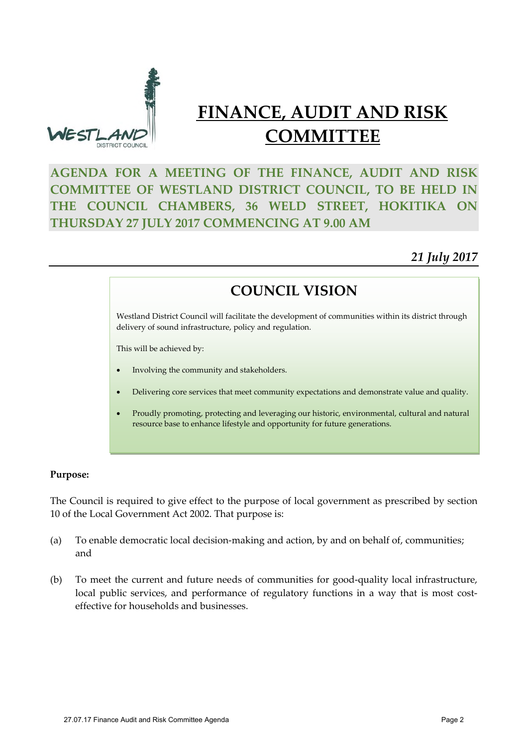# FINANCE, AUDIT AND RISK COMMITTEE

**AGENDA FOR A MEETING OF THE FINANCE, AUDIT AND RISK COMMITTEE OF WESTLAND DISTRICT COUNCIL, TO BE HELD IN THE COUNCIL CHAMBERS, 36 WELD STREET, HOKITIKA ON THURSDAY 27 JULY 2017 COMMENCING AT 9.00 AM**

***21 July 2017***

## COUNCIL VISION

Westland District Council will facilitate the development of communities within its district through delivery of sound infrastructure, policy and regulation.

This will be achieved by:

- Involving the community and stakeholders.
- Delivering core services that meet community expectations and demonstrate value and quality.
- Proudly promoting, protecting and leveraging our historic, environmental, cultural and natural resource base to enhance lifestyle and opportunity for future generations.

**Purpose:**

The Council is required to give effect to the purpose of local government as prescribed by section 10 of the Local Government Act 2002. That purpose is:

(a) To enable democratic local decision-making and action, by and on behalf of, communities; and

(b) To meet the current and future needs of communities for good-quality local infrastructure, local public services, and performance of regulatory functions in a way that is most cost-effective for households and businesses.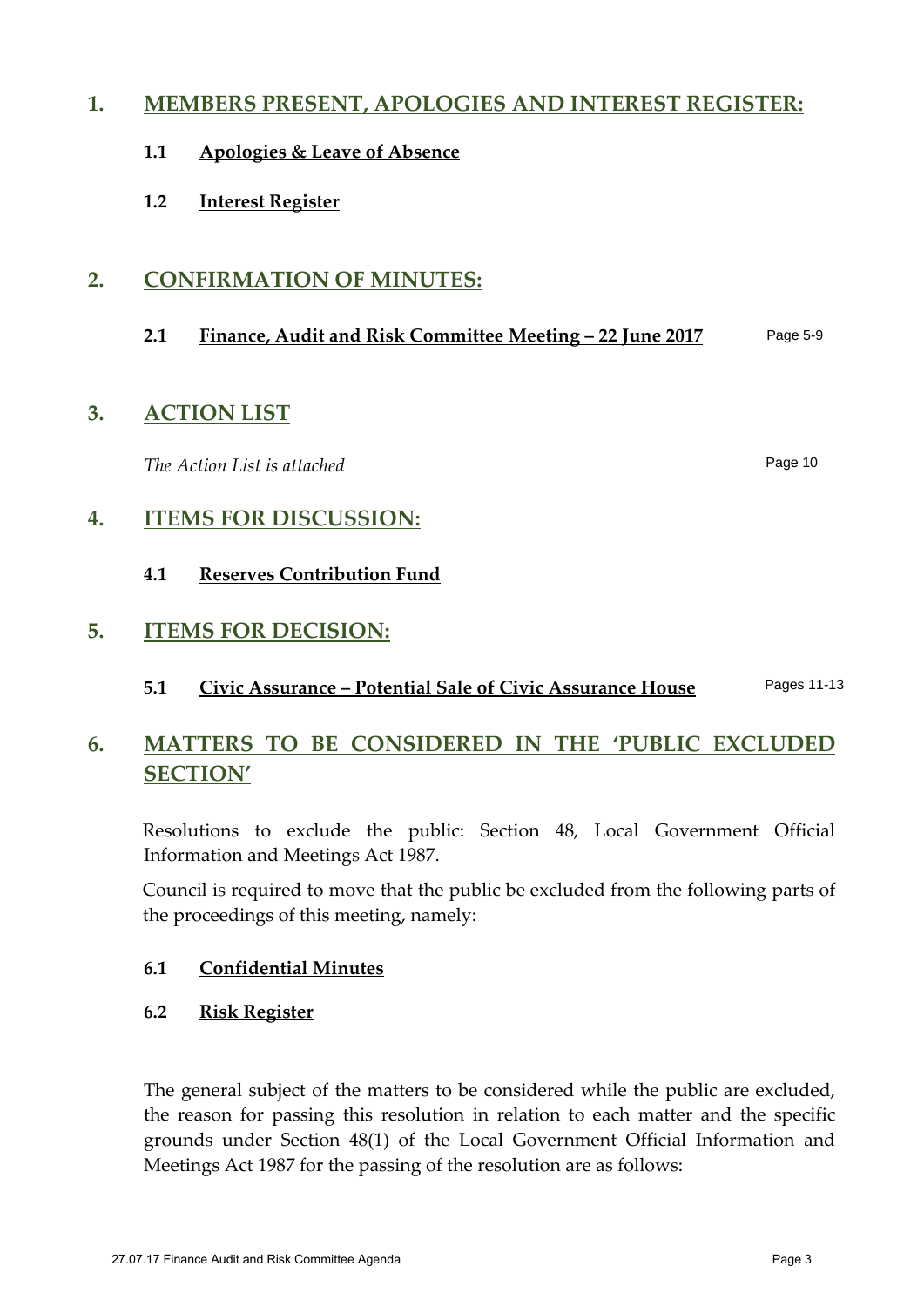# 1. MEMBERS PRESENT, APOLOGIES AND INTEREST REGISTER:

### 1.1 Apologies & Leave of Absence

### 1.2 Interest Register

# 2. CONFIRMATION OF MINUTES:

### 2.1 Finance, Audit and Risk Committee Meeting – 22 June 2017 — Page 5-9

# 3. ACTION LIST

*The Action List is attached* — Page 10

# 4. ITEMS FOR DISCUSSION:

### 4.1 Reserves Contribution Fund

# 5. ITEMS FOR DECISION:

### 5.1 Civic Assurance – Potential Sale of Civic Assurance House — Pages 11-13

# 6. MATTERS TO BE CONSIDERED IN THE 'PUBLIC EXCLUDED SECTION'

Resolutions to exclude the public: Section 48, Local Government Official Information and Meetings Act 1987.

Council is required to move that the public be excluded from the following parts of the proceedings of this meeting, namely:

### 6.1 Confidential Minutes

### 6.2 Risk Register

The general subject of the matters to be considered while the public are excluded, the reason for passing this resolution in relation to each matter and the specific grounds under Section 48(1) of the Local Government Official Information and Meetings Act 1987 for the passing of the resolution are as follows: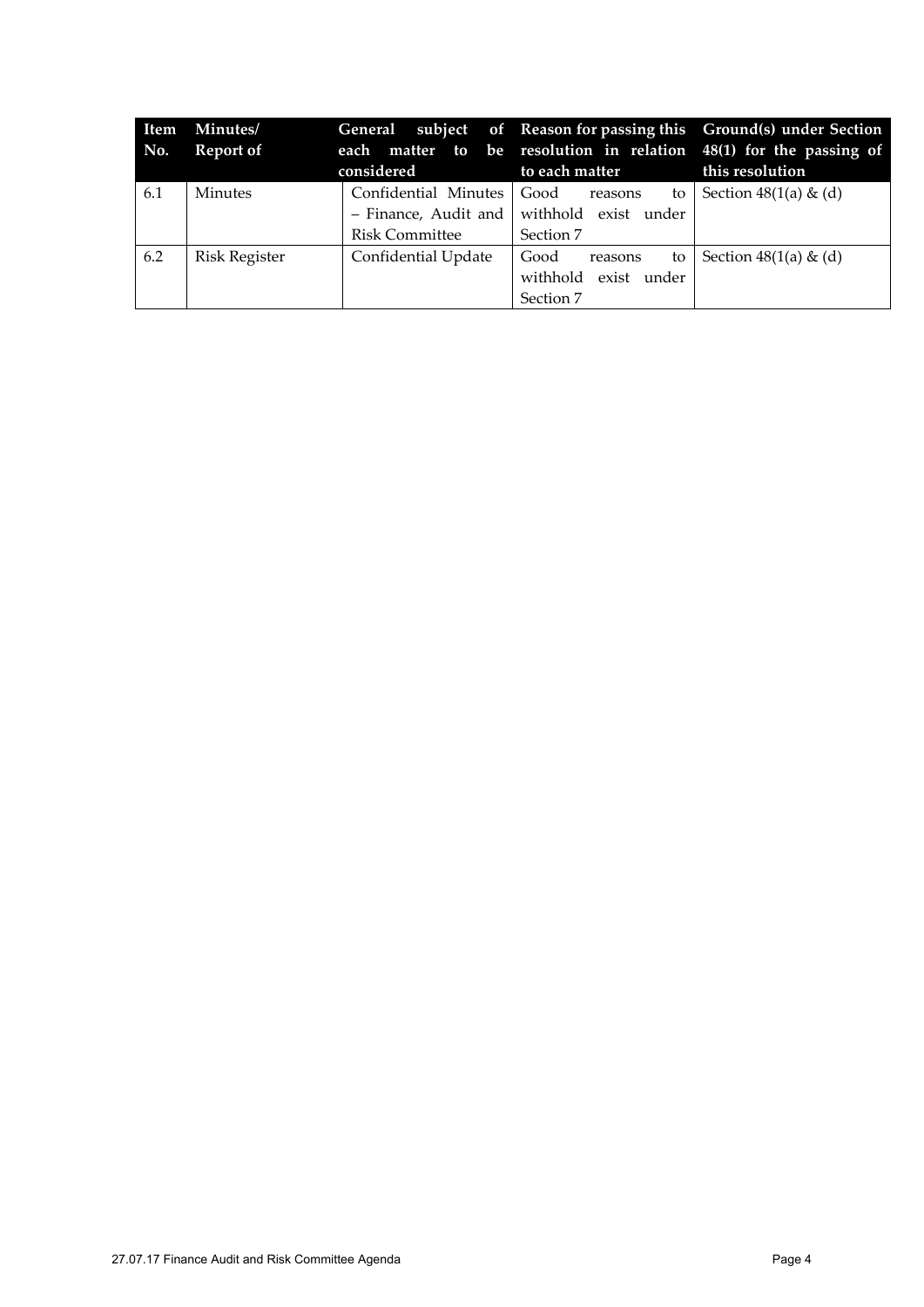| Item No. | Minutes/ Report of | General subject of each matter to be considered | Reason for passing this resolution in relation to each matter | Ground(s) under Section 48(1) for the passing of this resolution |
|---|---|---|---|---|
| 6.1 | Minutes | Confidential Minutes – Finance, Audit and Risk Committee | Good reasons to withhold exist under Section 7 | Section 48(1(a) & (d) |
| 6.2 | Risk Register | Confidential Update | Good reasons to withhold exist under Section 7 | Section 48(1(a) & (d) |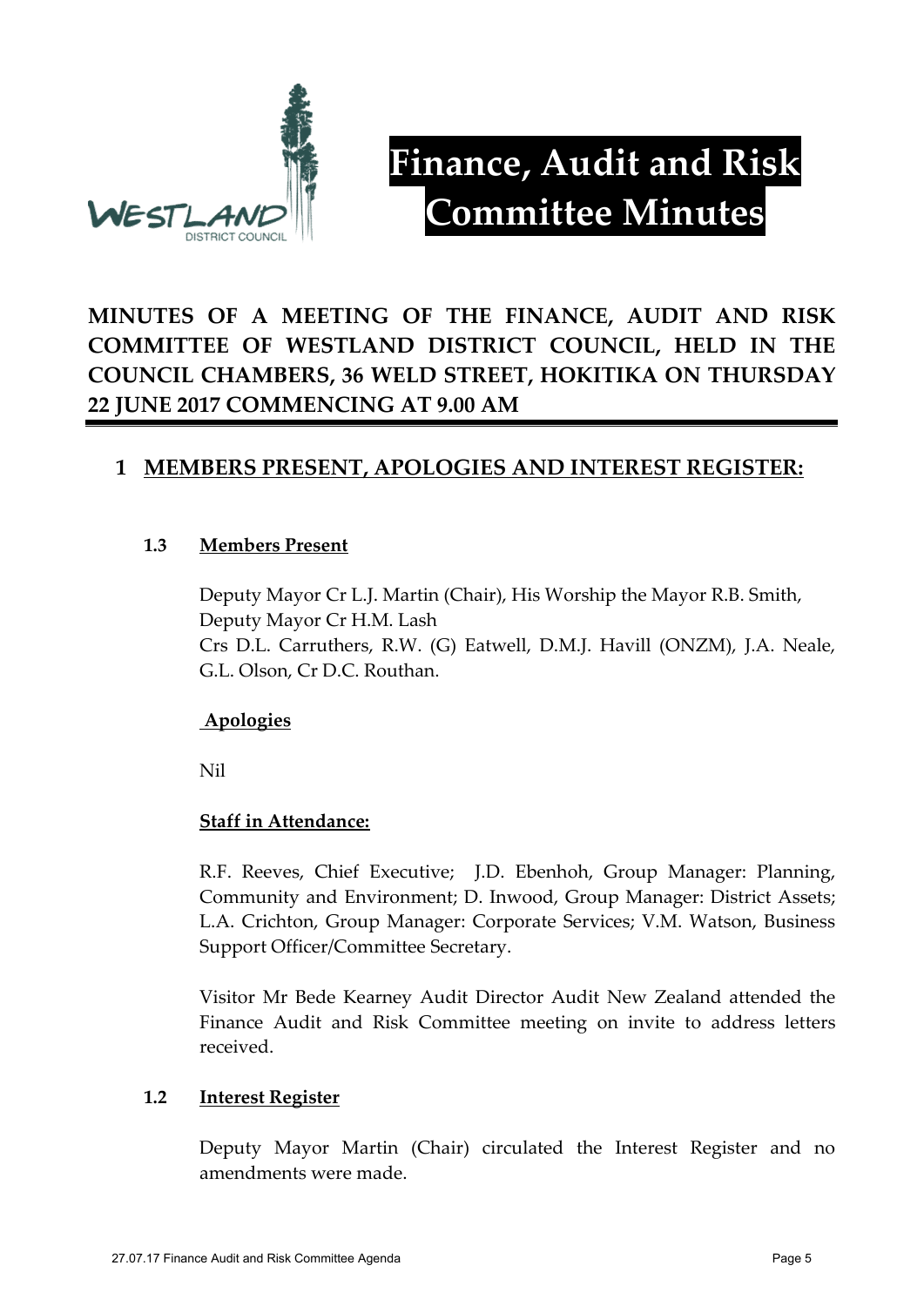# Finance, Audit and Risk Committee Minutes

**MINUTES OF A MEETING OF THE FINANCE, AUDIT AND RISK COMMITTEE OF WESTLAND DISTRICT COUNCIL, HELD IN THE COUNCIL CHAMBERS, 36 WELD STREET, HOKITIKA ON THURSDAY 22 JUNE 2017 COMMENCING AT 9.00 AM**

## 1 MEMBERS PRESENT, APOLOGIES AND INTEREST REGISTER:

### 1.3 Members Present

Deputy Mayor Cr L.J. Martin (Chair), His Worship the Mayor R.B. Smith, Deputy Mayor Cr H.M. Lash
Crs D.L. Carruthers, R.W. (G) Eatwell, D.M.J. Havill (ONZM), J.A. Neale, G.L. Olson, Cr D.C. Routhan.

**Apologies**

Nil

**Staff in Attendance:**

R.F. Reeves, Chief Executive; J.D. Ebenhoh, Group Manager: Planning, Community and Environment; D. Inwood, Group Manager: District Assets; L.A. Crichton, Group Manager: Corporate Services; V.M. Watson, Business Support Officer/Committee Secretary.

Visitor Mr Bede Kearney Audit Director Audit New Zealand attended the Finance Audit and Risk Committee meeting on invite to address letters received.

### 1.2 Interest Register

Deputy Mayor Martin (Chair) circulated the Interest Register and no amendments were made.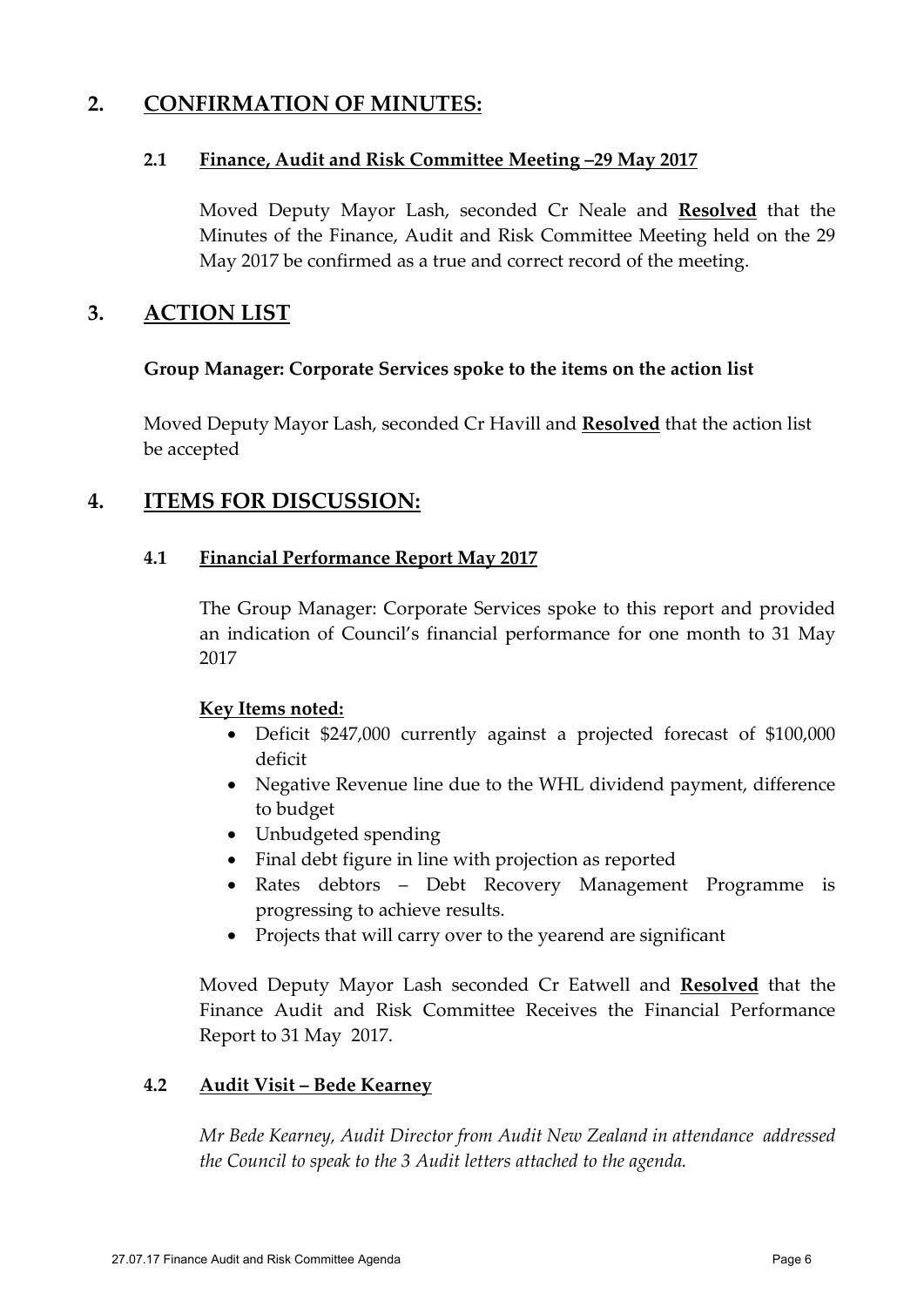## 2. CONFIRMATION OF MINUTES:

### 2.1 Finance, Audit and Risk Committee Meeting –29 May 2017

Moved Deputy Mayor Lash, seconded Cr Neale and **Resolved** that the Minutes of the Finance, Audit and Risk Committee Meeting held on the 29 May 2017 be confirmed as a true and correct record of the meeting.

## 3. ACTION LIST

**Group Manager: Corporate Services spoke to the items on the action list**

Moved Deputy Mayor Lash, seconded Cr Havill and **Resolved** that the action list be accepted

## 4. ITEMS FOR DISCUSSION:

### 4.1 Financial Performance Report May 2017

The Group Manager: Corporate Services spoke to this report and provided an indication of Council's financial performance for one month to 31 May 2017

**Key Items noted:**

- Deficit $247,000 currently against a projected forecast of $100,000 deficit
- Negative Revenue line due to the WHL dividend payment, difference to budget
- Unbudgeted spending
- Final debt figure in line with projection as reported
- Rates debtors – Debt Recovery Management Programme is progressing to achieve results.
- Projects that will carry over to the yearend are significant

Moved Deputy Mayor Lash seconded Cr Eatwell and **Resolved** that the Finance Audit and Risk Committee Receives the Financial Performance Report to 31 May 2017.

### 4.2 Audit Visit – Bede Kearney

*Mr Bede Kearney, Audit Director from Audit New Zealand in attendance addressed the Council to speak to the 3 Audit letters attached to the agenda.*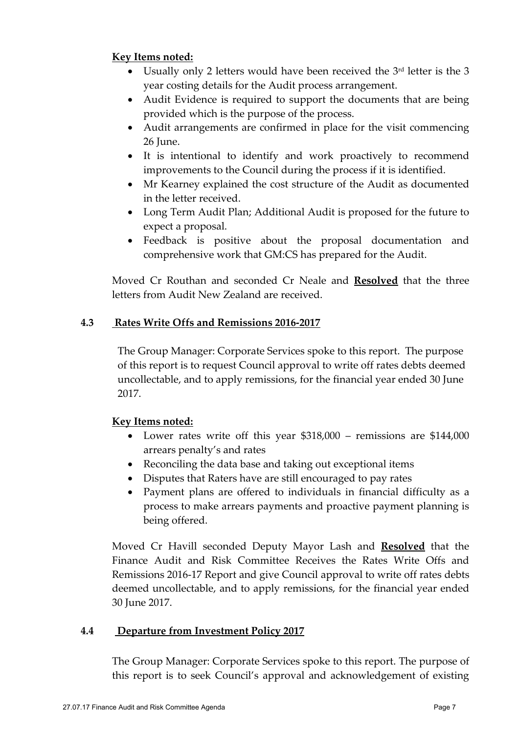**Key Items noted:**

- Usually only 2 letters would have been received the 3rd letter is the 3 year costing details for the Audit process arrangement.
- Audit Evidence is required to support the documents that are being provided which is the purpose of the process.
- Audit arrangements are confirmed in place for the visit commencing 26 June.
- It is intentional to identify and work proactively to recommend improvements to the Council during the process if it is identified.
- Mr Kearney explained the cost structure of the Audit as documented in the letter received.
- Long Term Audit Plan; Additional Audit is proposed for the future to expect a proposal.
- Feedback is positive about the proposal documentation and comprehensive work that GM:CS has prepared for the Audit.

Moved Cr Routhan and seconded Cr Neale and **Resolved** that the three letters from Audit New Zealand are received.

### 4.3 Rates Write Offs and Remissions 2016-2017

The Group Manager: Corporate Services spoke to this report. The purpose of this report is to request Council approval to write off rates debts deemed uncollectable, and to apply remissions, for the financial year ended 30 June 2017.

**Key Items noted:**

- Lower rates write off this year $318,000 – remissions are $144,000 arrears penalty's and rates
- Reconciling the data base and taking out exceptional items
- Disputes that Raters have are still encouraged to pay rates
- Payment plans are offered to individuals in financial difficulty as a process to make arrears payments and proactive payment planning is being offered.

Moved Cr Havill seconded Deputy Mayor Lash and **Resolved** that the Finance Audit and Risk Committee Receives the Rates Write Offs and Remissions 2016-17 Report and give Council approval to write off rates debts deemed uncollectable, and to apply remissions, for the financial year ended 30 June 2017.

### 4.4 Departure from Investment Policy 2017

The Group Manager: Corporate Services spoke to this report. The purpose of this report is to seek Council's approval and acknowledgement of existing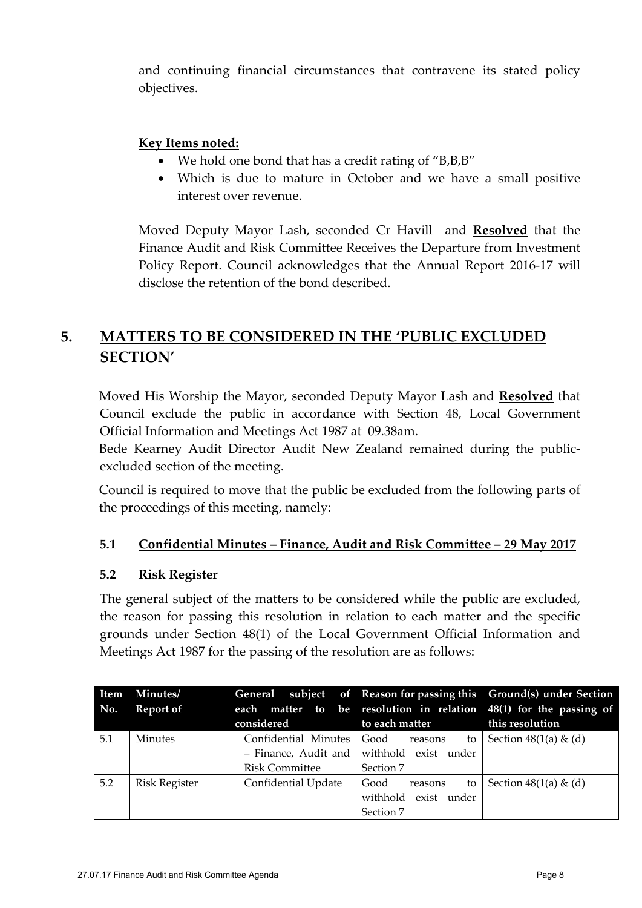and continuing financial circumstances that contravene its stated policy objectives.

**Key Items noted:**

- We hold one bond that has a credit rating of "B,B,B"
- Which is due to mature in October and we have a small positive interest over revenue.

Moved Deputy Mayor Lash, seconded Cr Havill and **Resolved** that the Finance Audit and Risk Committee Receives the Departure from Investment Policy Report. Council acknowledges that the Annual Report 2016-17 will disclose the retention of the bond described.

## 5. MATTERS TO BE CONSIDERED IN THE 'PUBLIC EXCLUDED SECTION'

Moved His Worship the Mayor, seconded Deputy Mayor Lash and **Resolved** that Council exclude the public in accordance with Section 48, Local Government Official Information and Meetings Act 1987 at 09.38am.

Bede Kearney Audit Director Audit New Zealand remained during the public-excluded section of the meeting.

Council is required to move that the public be excluded from the following parts of the proceedings of this meeting, namely:

### 5.1 Confidential Minutes – Finance, Audit and Risk Committee – 29 May 2017

### 5.2 Risk Register

The general subject of the matters to be considered while the public are excluded, the reason for passing this resolution in relation to each matter and the specific grounds under Section 48(1) of the Local Government Official Information and Meetings Act 1987 for the passing of the resolution are as follows:

| Item No. | Minutes/ Report of | General subject of each matter to be considered | Reason for passing this resolution in relation to each matter | Ground(s) under Section 48(1) for the passing of this resolution |
|---|---|---|---|---|
| 5.1 | Minutes | Confidential Minutes – Finance, Audit and Risk Committee | Good reasons to withhold exist under Section 7 | Section 48(1(a) & (d) |
| 5.2 | Risk Register | Confidential Update | Good reasons to withhold exist under Section 7 | Section 48(1(a) & (d) |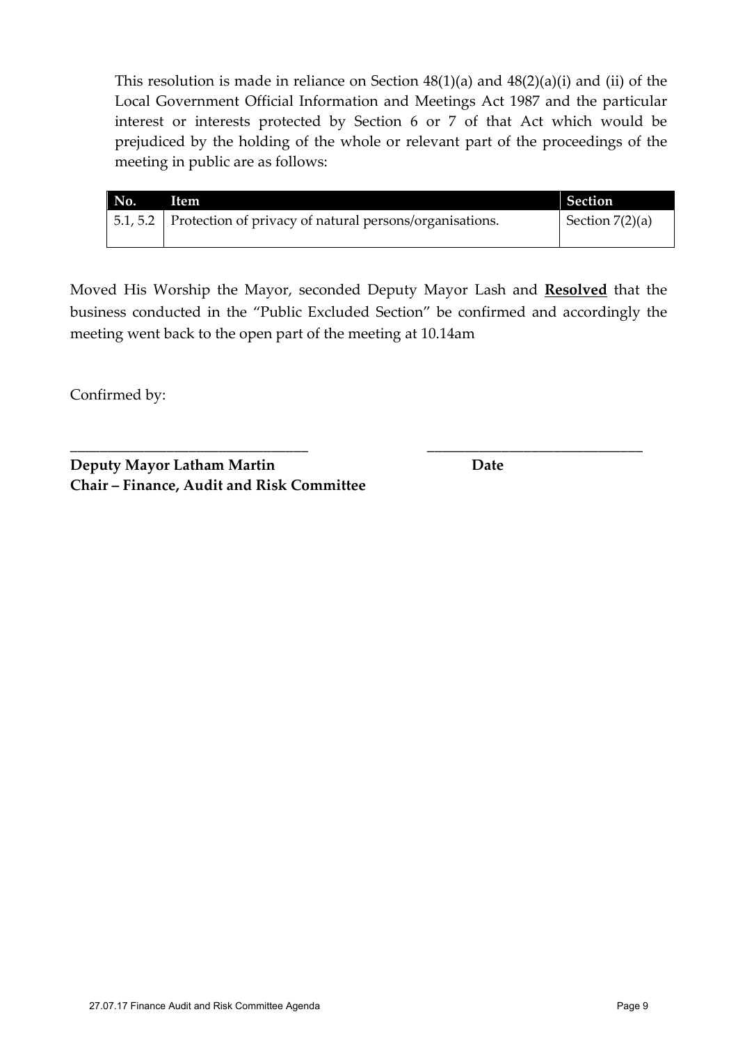This resolution is made in reliance on Section 48(1)(a) and 48(2)(a)(i) and (ii) of the Local Government Official Information and Meetings Act 1987 and the particular interest or interests protected by Section 6 or 7 of that Act which would be prejudiced by the holding of the whole or relevant part of the proceedings of the meeting in public are as follows:

| No. | Item | Section |
|---|---|---|
| 5.1, 5.2 | Protection of privacy of natural persons/organisations. | Section 7(2)(a) |

Moved His Worship the Mayor, seconded Deputy Mayor Lash and **Resolved** that the business conducted in the "Public Excluded Section" be confirmed and accordingly the meeting went back to the open part of the meeting at 10.14am

Confirmed by:

\_\_\_\_\_\_\_\_\_\_\_\_\_\_\_\_\_\_\_\_\_\_\_\_\_\_\_\_\_\_\_\_ \_\_\_\_\_\_\_\_\_\_\_\_\_\_\_\_\_\_\_\_\_\_\_\_\_\_\_\_\_\_

**Deputy Mayor Latham Martin** **Date**
**Chair – Finance, Audit and Risk Committee**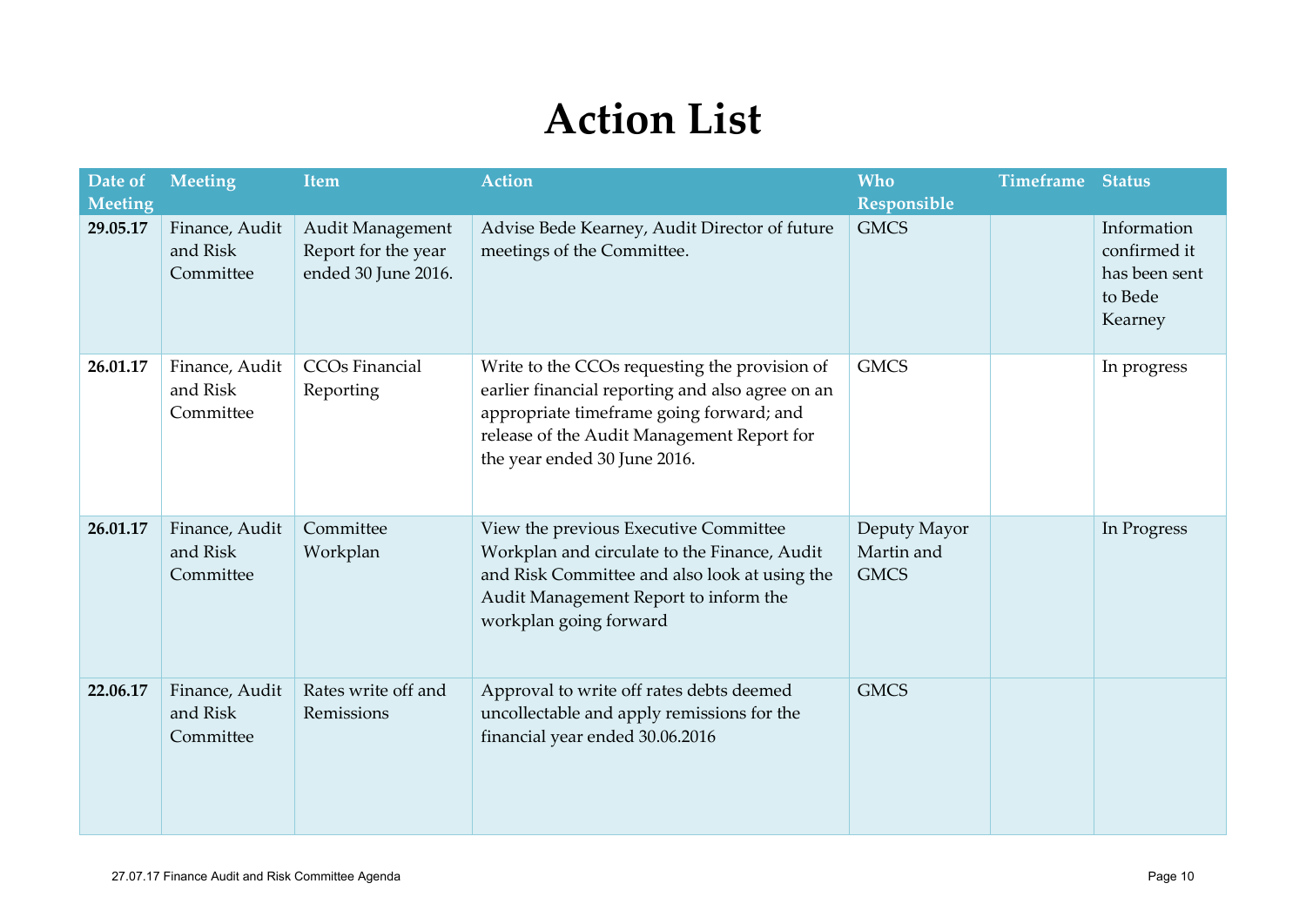# Action List

| Date of Meeting | Meeting | Item | Action | Who Responsible | Timeframe | Status |
|---|---|---|---|---|---|---|
| **29.05.17** | Finance, Audit and Risk Committee | Audit Management Report for the year ended 30 June 2016. | Advise Bede Kearney, Audit Director of future meetings of the Committee. | GMCS | | Information confirmed it has been sent to Bede Kearney |
| **26.01.17** | Finance, Audit and Risk Committee | CCOs Financial Reporting | Write to the CCOs requesting the provision of earlier financial reporting and also agree on an appropriate timeframe going forward; and release of the Audit Management Report for the year ended 30 June 2016. | GMCS | | In progress |
| **26.01.17** | Finance, Audit and Risk Committee | Committee Workplan | View the previous Executive Committee Workplan and circulate to the Finance, Audit and Risk Committee and also look at using the Audit Management Report to inform the workplan going forward | Deputy Mayor Martin and GMCS | | In Progress |
| **22.06.17** | Finance, Audit and Risk Committee | Rates write off and Remissions | Approval to write off rates debts deemed uncollectable and apply remissions for the financial year ended 30.06.2016 | GMCS | | |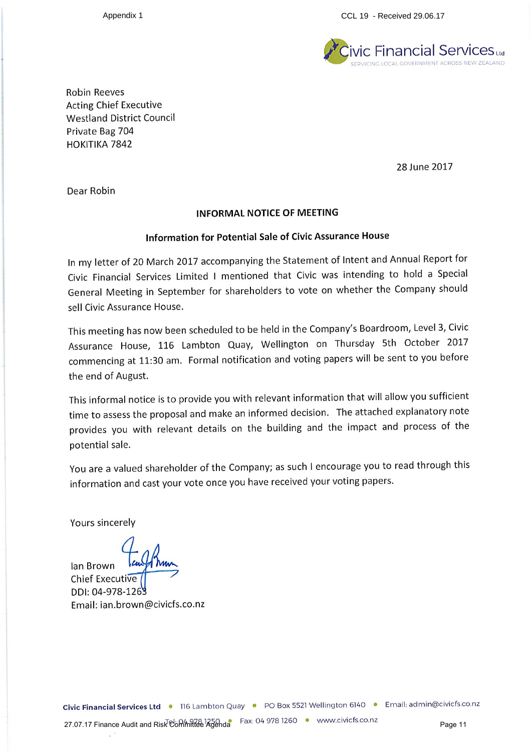Appendix 1

CCL 19 - Received 29.06.17

Civic Financial Services Ltd
SERVICING LOCAL GOVERNMENT ACROSS NEW ZEALAND

Robin Reeves
Acting Chief Executive
Westland District Council
Private Bag 704
HOKITIKA 7842

28 June 2017

Dear Robin

**INFORMAL NOTICE OF MEETING**

**Information for Potential Sale of Civic Assurance House**

In my letter of 20 March 2017 accompanying the Statement of Intent and Annual Report for Civic Financial Services Limited I mentioned that Civic was intending to hold a Special General Meeting in September for shareholders to vote on whether the Company should sell Civic Assurance House.

This meeting has now been scheduled to be held in the Company's Boardroom, Level 3, Civic Assurance House, 116 Lambton Quay, Wellington on Thursday 5th October 2017 commencing at 11:30 am. Formal notification and voting papers will be sent to you before the end of August.

This informal notice is to provide you with relevant information that will allow you sufficient time to assess the proposal and make an informed decision. The attached explanatory note provides you with relevant details on the building and the impact and process of the potential sale.

You are a valued shareholder of the Company; as such I encourage you to read through this information and cast your vote once you have received your voting papers.

Yours sincerely

Ian Brown
Chief Executive
DDI: 04-978-1263
Email: ian.brown@civicfs.co.nz

**Civic Financial Services Ltd** • 116 Lambton Quay • PO Box 5521 Wellington 6140 • Email: admin@civicfs.co.nz
Tel: 04 978 1250 • Fax: 04 978 1260 • www.civicfs.co.nz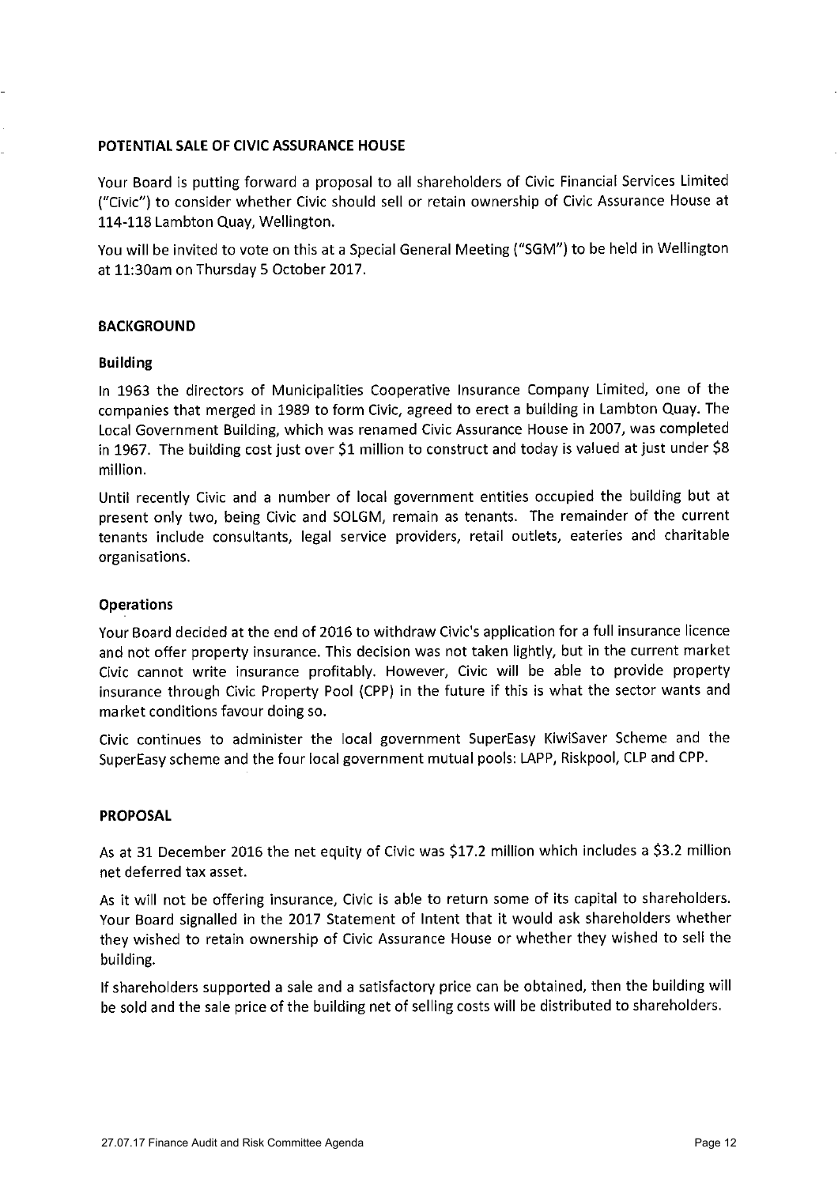## POTENTIAL SALE OF CIVIC ASSURANCE HOUSE

Your Board is putting forward a proposal to all shareholders of Civic Financial Services Limited ("Civic") to consider whether Civic should sell or retain ownership of Civic Assurance House at 114-118 Lambton Quay, Wellington.

You will be invited to vote on this at a Special General Meeting ("SGM") to be held in Wellington at 11:30am on Thursday 5 October 2017.

## BACKGROUND

### Building

In 1963 the directors of Municipalities Cooperative Insurance Company Limited, one of the companies that merged in 1989 to form Civic, agreed to erect a building in Lambton Quay. The Local Government Building, which was renamed Civic Assurance House in 2007, was completed in 1967. The building cost just over $1 million to construct and today is valued at just under $8 million.

Until recently Civic and a number of local government entities occupied the building but at present only two, being Civic and SOLGM, remain as tenants. The remainder of the current tenants include consultants, legal service providers, retail outlets, eateries and charitable organisations.

### Operations

Your Board decided at the end of 2016 to withdraw Civic's application for a full insurance licence and not offer property insurance. This decision was not taken lightly, but in the current market Civic cannot write insurance profitably. However, Civic will be able to provide property insurance through Civic Property Pool (CPP) in the future if this is what the sector wants and market conditions favour doing so.

Civic continues to administer the local government SuperEasy KiwiSaver Scheme and the SuperEasy scheme and the four local government mutual pools: LAPP, Riskpool, CLP and CPP.

## PROPOSAL

As at 31 December 2016 the net equity of Civic was $17.2 million which includes a $3.2 million net deferred tax asset.

As it will not be offering insurance, Civic is able to return some of its capital to shareholders. Your Board signalled in the 2017 Statement of Intent that it would ask shareholders whether they wished to retain ownership of Civic Assurance House or whether they wished to sell the building.

If shareholders supported a sale and a satisfactory price can be obtained, then the building will be sold and the sale price of the building net of selling costs will be distributed to shareholders.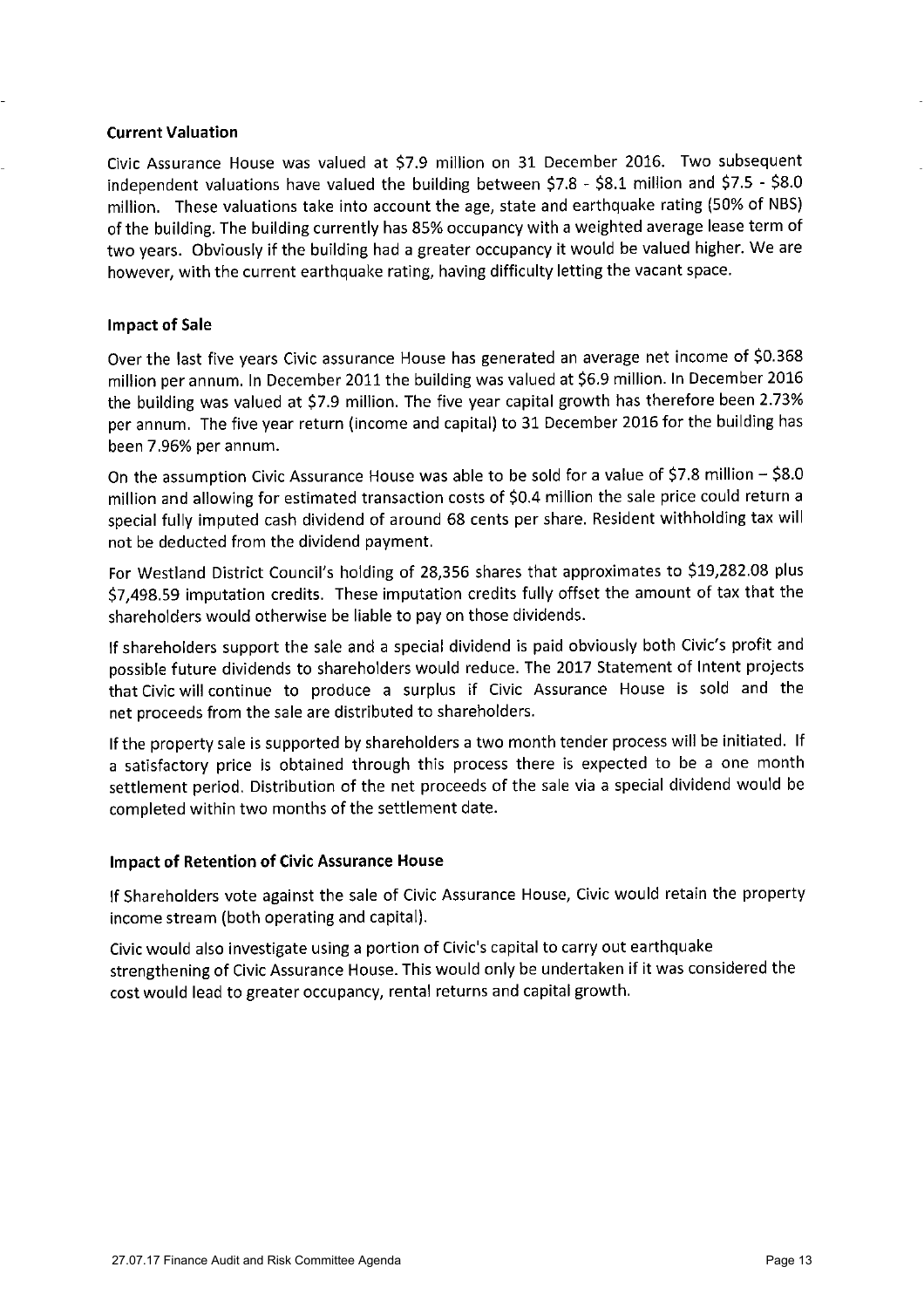### Current Valuation

Civic Assurance House was valued at $7.9 million on 31 December 2016. Two subsequent independent valuations have valued the building between $7.8 - $8.1 million and $7.5 - $8.0 million. These valuations take into account the age, state and earthquake rating (50% of NBS) of the building. The building currently has 85% occupancy with a weighted average lease term of two years. Obviously if the building had a greater occupancy it would be valued higher. We are however, with the current earthquake rating, having difficulty letting the vacant space.

### Impact of Sale

Over the last five years Civic assurance House has generated an average net income of $0.368 million per annum. In December 2011 the building was valued at $6.9 million. In December 2016 the building was valued at $7.9 million. The five year capital growth has therefore been 2.73% per annum. The five year return (income and capital) to 31 December 2016 for the building has been 7.96% per annum.

On the assumption Civic Assurance House was able to be sold for a value of $7.8 million – $8.0 million and allowing for estimated transaction costs of $0.4 million the sale price could return a special fully imputed cash dividend of around 68 cents per share. Resident withholding tax will not be deducted from the dividend payment.

For Westland District Council's holding of 28,356 shares that approximates to $19,282.08 plus $7,498.59 imputation credits. These imputation credits fully offset the amount of tax that the shareholders would otherwise be liable to pay on those dividends.

If shareholders support the sale and a special dividend is paid obviously both Civic's profit and possible future dividends to shareholders would reduce. The 2017 Statement of Intent projects that Civic will continue to produce a surplus if Civic Assurance House is sold and the net proceeds from the sale are distributed to shareholders.

If the property sale is supported by shareholders a two month tender process will be initiated. If a satisfactory price is obtained through this process there is expected to be a one month settlement period. Distribution of the net proceeds of the sale via a special dividend would be completed within two months of the settlement date.

### Impact of Retention of Civic Assurance House

If Shareholders vote against the sale of Civic Assurance House, Civic would retain the property income stream (both operating and capital).

Civic would also investigate using a portion of Civic's capital to carry out earthquake strengthening of Civic Assurance House. This would only be undertaken if it was considered the cost would lead to greater occupancy, rental returns and capital growth.